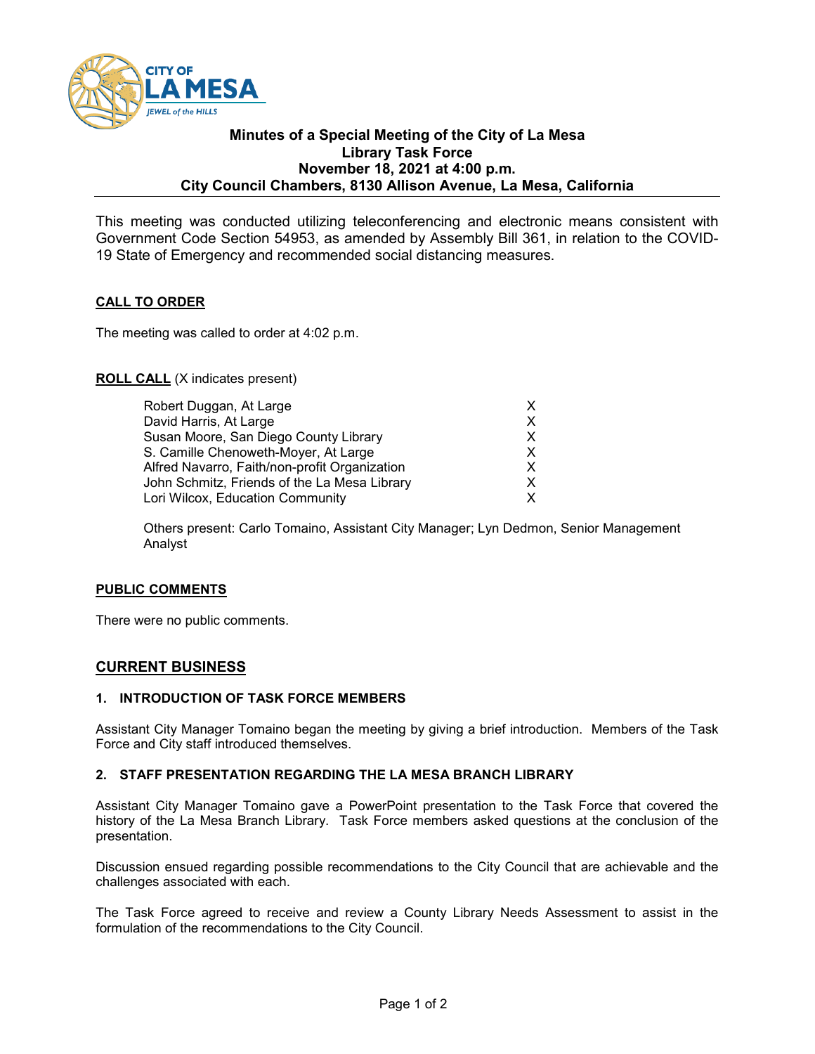**Minutes of a Special Meeting of the City of La Mesa**
**Library Task Force**
**November 18, 2021 at 4:00 p.m.**
**City Council Chambers, 8130 Allison Avenue, La Mesa, California**

This meeting was conducted utilizing teleconferencing and electronic means consistent with Government Code Section 54953, as amended by Assembly Bill 361, in relation to the COVID-19 State of Emergency and recommended social distancing measures.

**CALL TO ORDER**

The meeting was called to order at 4:02 p.m.

**ROLL CALL** (X indicates present)

| | |
|---|---|
| Robert Duggan, At Large | X |
| David Harris, At Large | X |
| Susan Moore, San Diego County Library | X |
| S. Camille Chenoweth-Moyer, At Large | X |
| Alfred Navarro, Faith/non-profit Organization | X |
| John Schmitz, Friends of the La Mesa Library | X |
| Lori Wilcox, Education Community | X |

Others present: Carlo Tomaino, Assistant City Manager; Lyn Dedmon, Senior Management Analyst

**PUBLIC COMMENTS**

There were no public comments.

## CURRENT BUSINESS

### 1. INTRODUCTION OF TASK FORCE MEMBERS

Assistant City Manager Tomaino began the meeting by giving a brief introduction. Members of the Task Force and City staff introduced themselves.

### 2. STAFF PRESENTATION REGARDING THE LA MESA BRANCH LIBRARY

Assistant City Manager Tomaino gave a PowerPoint presentation to the Task Force that covered the history of the La Mesa Branch Library. Task Force members asked questions at the conclusion of the presentation.

Discussion ensued regarding possible recommendations to the City Council that are achievable and the challenges associated with each.

The Task Force agreed to receive and review a County Library Needs Assessment to assist in the formulation of the recommendations to the City Council.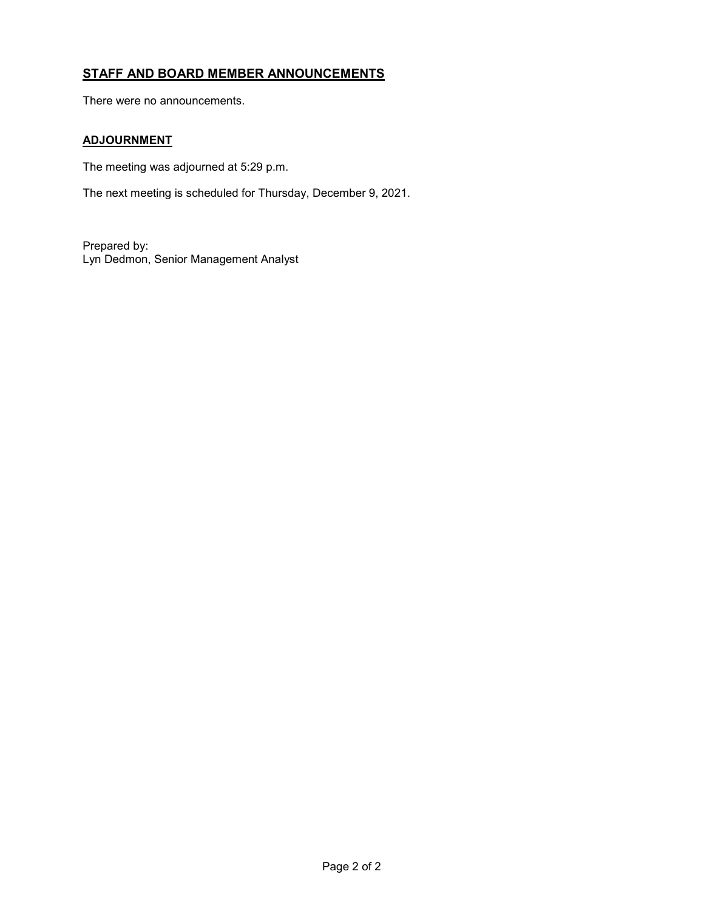## STAFF AND BOARD MEMBER ANNOUNCEMENTS

There were no announcements.

### ADJOURNMENT

The meeting was adjourned at 5:29 p.m.

The next meeting is scheduled for Thursday, December 9, 2021.

Prepared by:
Lyn Dedmon, Senior Management Analyst